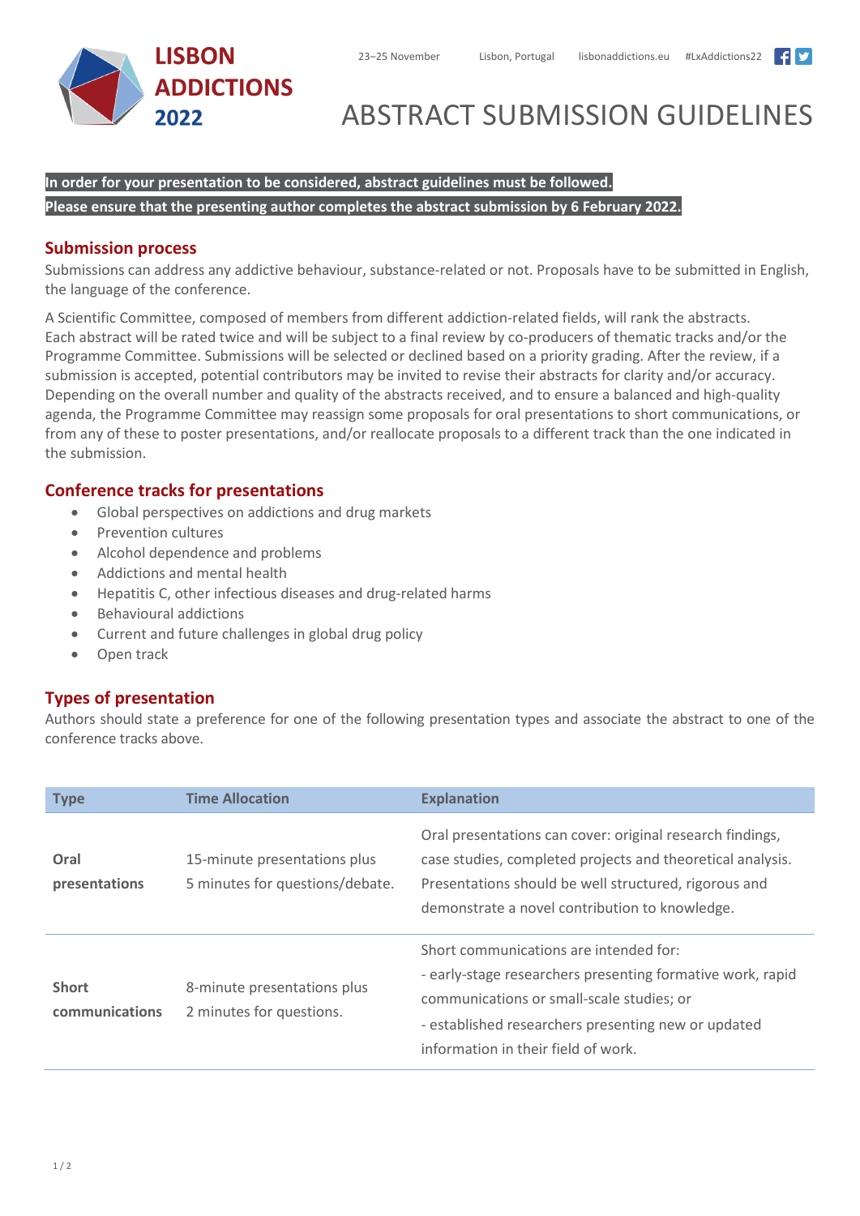LISBON ADDICTIONS 2022

23–25 November    Lisbon, Portugal    lisbonaddictions.eu    #LxAddictions22

# ABSTRACT SUBMISSION GUIDELINES

**In order for your presentation to be considered, abstract guidelines must be followed.**
**Please ensure that the presenting author completes the abstract submission by 6 February 2022.**

## Submission process

Submissions can address any addictive behaviour, substance-related or not. Proposals have to be submitted in English, the language of the conference.

A Scientific Committee, composed of members from different addiction-related fields, will rank the abstracts. Each abstract will be rated twice and will be subject to a final review by co-producers of thematic tracks and/or the Programme Committee. Submissions will be selected or declined based on a priority grading. After the review, if a submission is accepted, potential contributors may be invited to revise their abstracts for clarity and/or accuracy. Depending on the overall number and quality of the abstracts received, and to ensure a balanced and high-quality agenda, the Programme Committee may reassign some proposals for oral presentations to short communications, or from any of these to poster presentations, and/or reallocate proposals to a different track than the one indicated in the submission.

## Conference tracks for presentations

- Global perspectives on addictions and drug markets
- Prevention cultures
- Alcohol dependence and problems
- Addictions and mental health
- Hepatitis C, other infectious diseases and drug-related harms
- Behavioural addictions
- Current and future challenges in global drug policy
- Open track

## Types of presentation

Authors should state a preference for one of the following presentation types and associate the abstract to one of the conference tracks above.

| Type | Time Allocation | Explanation |
|---|---|---|
| **Oral presentations** | 15-minute presentations plus 5 minutes for questions/debate. | Oral presentations can cover: original research findings, case studies, completed projects and theoretical analysis. Presentations should be well structured, rigorous and demonstrate a novel contribution to knowledge. |
| **Short communications** | 8-minute presentations plus 2 minutes for questions. | Short communications are intended for:<br>- early-stage researchers presenting formative work, rapid communications or small-scale studies; or<br>- established researchers presenting new or updated information in their field of work. |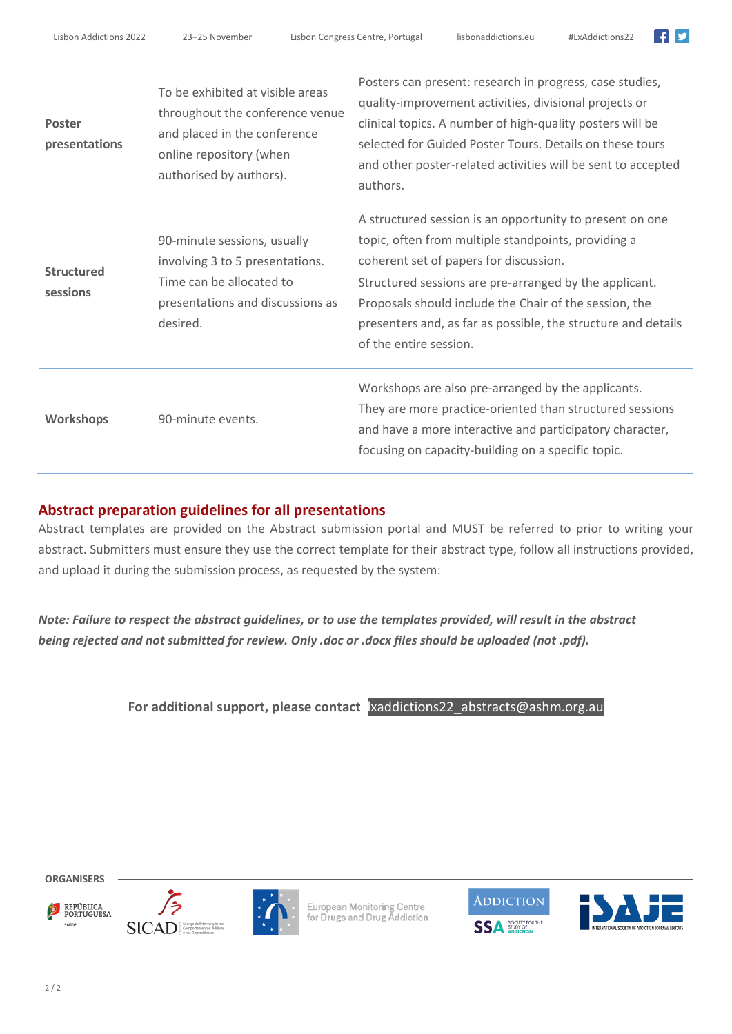| | | |
|---|---|---|
| **Poster presentations** | To be exhibited at visible areas throughout the conference venue and placed in the conference online repository (when authorised by authors). | Posters can present: research in progress, case studies, quality-improvement activities, divisional projects or clinical topics. A number of high-quality posters will be selected for Guided Poster Tours. Details on these tours and other poster-related activities will be sent to accepted authors. |
| **Structured sessions** | 90-minute sessions, usually involving 3 to 5 presentations. Time can be allocated to presentations and discussions as desired. | A structured session is an opportunity to present on one topic, often from multiple standpoints, providing a coherent set of papers for discussion. Structured sessions are pre-arranged by the applicant. Proposals should include the Chair of the session, the presenters and, as far as possible, the structure and details of the entire session. |
| **Workshops** | 90-minute events. | Workshops are also pre-arranged by the applicants. They are more practice-oriented than structured sessions and have a more interactive and participatory character, focusing on capacity-building on a specific topic. |

## Abstract preparation guidelines for all presentations

Abstract templates are provided on the Abstract submission portal and MUST be referred to prior to writing your abstract. Submitters must ensure they use the correct template for their abstract type, follow all instructions provided, and upload it during the submission process, as requested by the system:

***Note: Failure to respect the abstract guidelines, or to use the templates provided, will result in the abstract being rejected and not submitted for review. Only .doc or .docx files should be uploaded (not .pdf).***

**For additional support, please contact** lxaddictions22_abstracts@ashm.org.au

**ORGANISERS**

República Portuguesa – Saúde · SICAD – Serviço de Intervenção nos Comportamentos Aditivos e nas Dependências · European Monitoring Centre for Drugs and Drug Addiction · Addiction – SSA Society for the Study of Addiction · ISAJE – International Society of Addiction Journal Editors